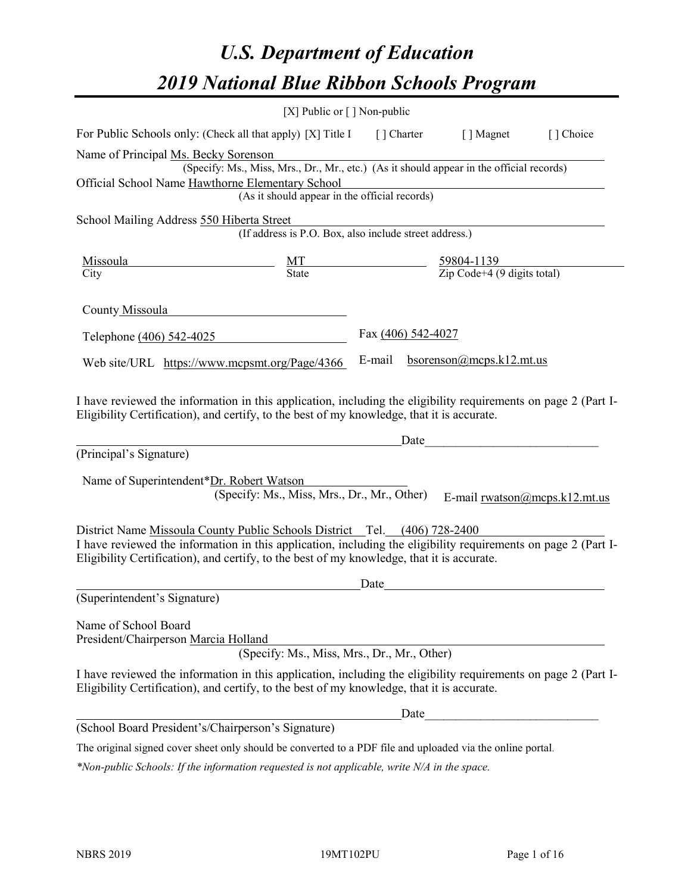# U.S. Department of Education

# 2019 National Blue Ribbon Schools Program

[X] Public or [ ] Non-public

For Public Schools only: (Check all that apply) [X] Title I [ ] Charter [ ] Magnet [ ] Choice

Name of Principal Ms. Becky Sorenson
(Specify: Ms., Miss, Mrs., Dr., Mr., etc.) (As it should appear in the official records)

Official School Name Hawthorne Elementary School
(As it should appear in the official records)

School Mailing Address 550 Hiberta Street
(If address is P.O. Box, also include street address.)

| Missoula | MT | 59804-1139 |
|---|---|---|
| City | State | Zip Code+4 (9 digits total) |

County Missoula

Telephone (406) 542-4025 Fax (406) 542-4027

Web site/URL https://www.mcpsmt.org/Page/4366 E-mail bsorenson@mcps.k12.mt.us

I have reviewed the information in this application, including the eligibility requirements on page 2 (Part I-Eligibility Certification), and certify, to the best of my knowledge, that it is accurate.

_________________________________________________Date_________________________

(Principal's Signature)

Name of Superintendent*Dr. Robert Watson
(Specify: Ms., Miss, Mrs., Dr., Mr., Other) E-mail rwatson@mcps.k12.mt.us

District Name Missoula County Public Schools District Tel. (406) 728-2400

I have reviewed the information in this application, including the eligibility requirements on page 2 (Part I-Eligibility Certification), and certify, to the best of my knowledge, that it is accurate.

_________________________________________________Date_________________________

(Superintendent's Signature)

Name of School Board
President/Chairperson Marcia Holland
(Specify: Ms., Miss, Mrs., Dr., Mr., Other)

I have reviewed the information in this application, including the eligibility requirements on page 2 (Part I-Eligibility Certification), and certify, to the best of my knowledge, that it is accurate.

_________________________________________________Date_________________________

(School Board President's/Chairperson's Signature)

The original signed cover sheet only should be converted to a PDF file and uploaded via the online portal.

*\*Non-public Schools: If the information requested is not applicable, write N/A in the space.*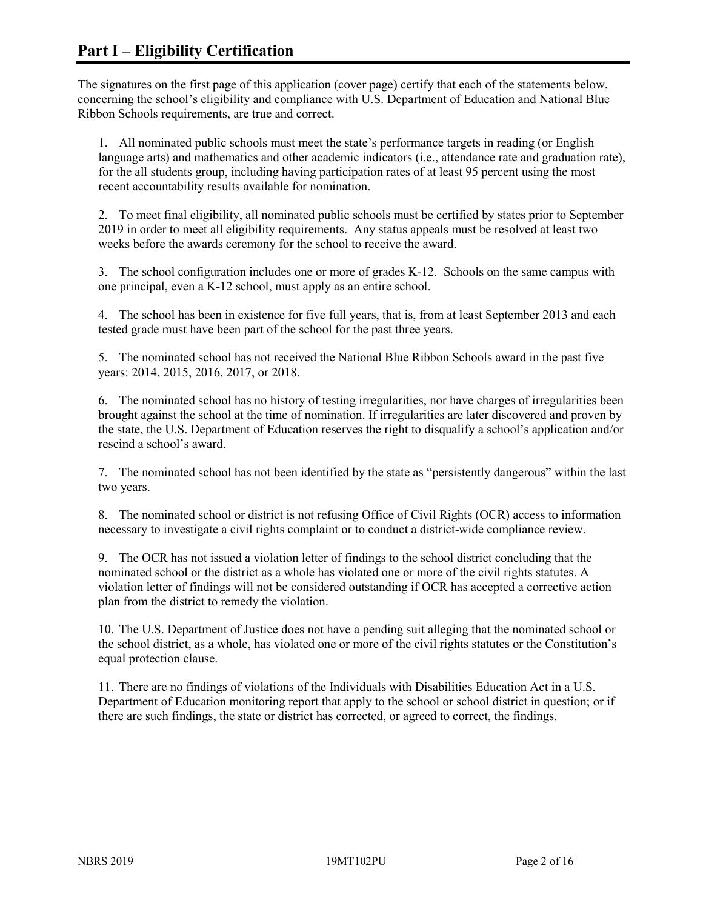# Part I – Eligibility Certification

The signatures on the first page of this application (cover page) certify that each of the statements below, concerning the school's eligibility and compliance with U.S. Department of Education and National Blue Ribbon Schools requirements, are true and correct.

1. All nominated public schools must meet the state's performance targets in reading (or English language arts) and mathematics and other academic indicators (i.e., attendance rate and graduation rate), for the all students group, including having participation rates of at least 95 percent using the most recent accountability results available for nomination.

2. To meet final eligibility, all nominated public schools must be certified by states prior to September 2019 in order to meet all eligibility requirements. Any status appeals must be resolved at least two weeks before the awards ceremony for the school to receive the award.

3. The school configuration includes one or more of grades K-12. Schools on the same campus with one principal, even a K-12 school, must apply as an entire school.

4. The school has been in existence for five full years, that is, from at least September 2013 and each tested grade must have been part of the school for the past three years.

5. The nominated school has not received the National Blue Ribbon Schools award in the past five years: 2014, 2015, 2016, 2017, or 2018.

6. The nominated school has no history of testing irregularities, nor have charges of irregularities been brought against the school at the time of nomination. If irregularities are later discovered and proven by the state, the U.S. Department of Education reserves the right to disqualify a school's application and/or rescind a school's award.

7. The nominated school has not been identified by the state as "persistently dangerous" within the last two years.

8. The nominated school or district is not refusing Office of Civil Rights (OCR) access to information necessary to investigate a civil rights complaint or to conduct a district-wide compliance review.

9. The OCR has not issued a violation letter of findings to the school district concluding that the nominated school or the district as a whole has violated one or more of the civil rights statutes. A violation letter of findings will not be considered outstanding if OCR has accepted a corrective action plan from the district to remedy the violation.

10. The U.S. Department of Justice does not have a pending suit alleging that the nominated school or the school district, as a whole, has violated one or more of the civil rights statutes or the Constitution's equal protection clause.

11. There are no findings of violations of the Individuals with Disabilities Education Act in a U.S. Department of Education monitoring report that apply to the school or school district in question; or if there are such findings, the state or district has corrected, or agreed to correct, the findings.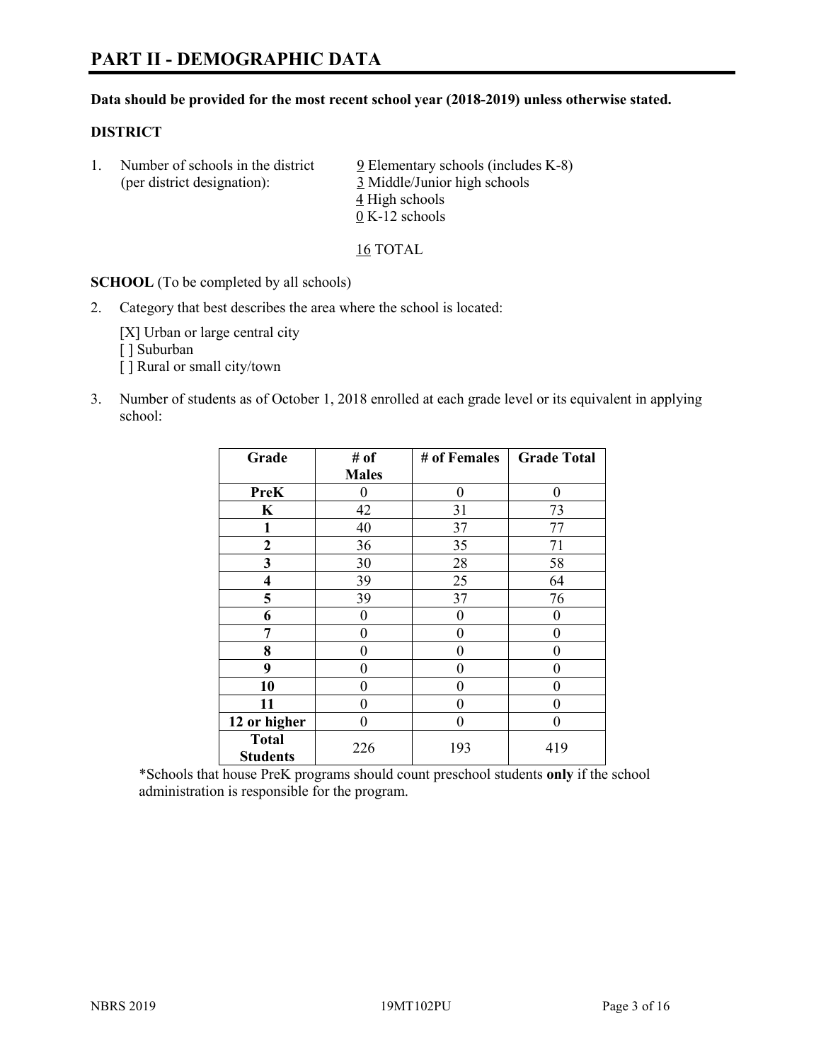# PART II - DEMOGRAPHIC DATA

**Data should be provided for the most recent school year (2018-2019) unless otherwise stated.**

**DISTRICT**

1. Number of schools in the district (per district designation):
   9 Elementary schools (includes K-8)
   3 Middle/Junior high schools
   4 High schools
   0 K-12 schools

   16 TOTAL

**SCHOOL** (To be completed by all schools)

2. Category that best describes the area where the school is located:

   [X] Urban or large central city
   [ ] Suburban
   [ ] Rural or small city/town

3. Number of students as of October 1, 2018 enrolled at each grade level or its equivalent in applying school:

| Grade | # of Males | # of Females | Grade Total |
|---|---|---|---|
| **PreK** | 0 | 0 | 0 |
| **K** | 42 | 31 | 73 |
| **1** | 40 | 37 | 77 |
| **2** | 36 | 35 | 71 |
| **3** | 30 | 28 | 58 |
| **4** | 39 | 25 | 64 |
| **5** | 39 | 37 | 76 |
| **6** | 0 | 0 | 0 |
| **7** | 0 | 0 | 0 |
| **8** | 0 | 0 | 0 |
| **9** | 0 | 0 | 0 |
| **10** | 0 | 0 | 0 |
| **11** | 0 | 0 | 0 |
| **12 or higher** | 0 | 0 | 0 |
| **Total Students** | 226 | 193 | 419 |

*Schools that house PreK programs should count preschool students **only** if the school administration is responsible for the program.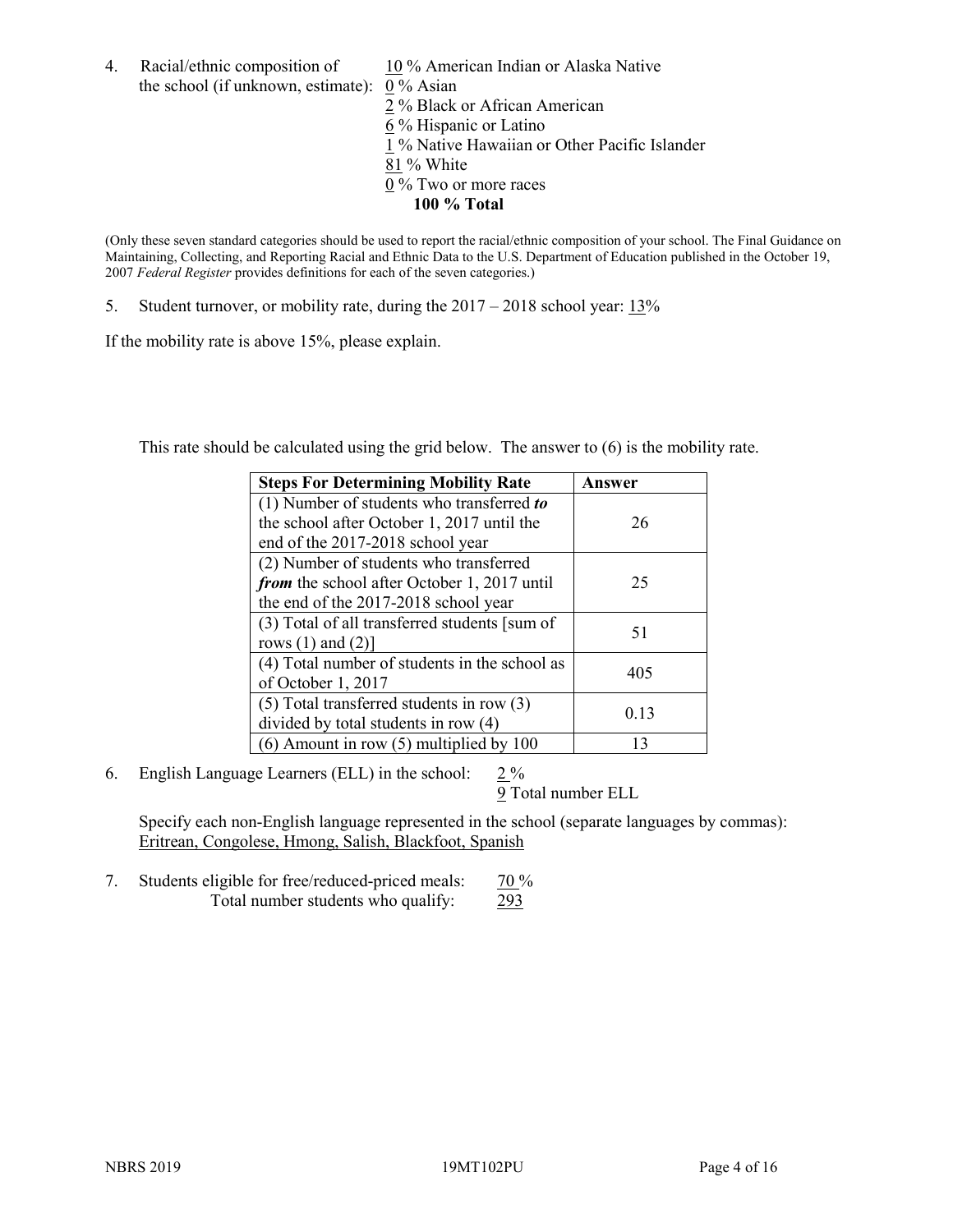4. Racial/ethnic composition of the school (if unknown, estimate):

10 % American Indian or Alaska Native
0 % Asian
2 % Black or African American
6 % Hispanic or Latino
1 % Native Hawaiian or Other Pacific Islander
81 % White
0 % Two or more races
**100 % Total**

(Only these seven standard categories should be used to report the racial/ethnic composition of your school. The Final Guidance on Maintaining, Collecting, and Reporting Racial and Ethnic Data to the U.S. Department of Education published in the October 19, 2007 *Federal Register* provides definitions for each of the seven categories.)

5. Student turnover, or mobility rate, during the 2017 – 2018 school year: 13%

If the mobility rate is above 15%, please explain.

This rate should be calculated using the grid below. The answer to (6) is the mobility rate.

| Steps For Determining Mobility Rate | Answer |
|---|---|
| (1) Number of students who transferred ***to*** the school after October 1, 2017 until the end of the 2017-2018 school year | 26 |
| (2) Number of students who transferred ***from*** the school after October 1, 2017 until the end of the 2017-2018 school year | 25 |
| (3) Total of all transferred students [sum of rows (1) and (2)] | 51 |
| (4) Total number of students in the school as of October 1, 2017 | 405 |
| (5) Total transferred students in row (3) divided by total students in row (4) | 0.13 |
| (6) Amount in row (5) multiplied by 100 | 13 |

6. English Language Learners (ELL) in the school: 2 %
9 Total number ELL

Specify each non-English language represented in the school (separate languages by commas):
Eritrean, Congolese, Hmong, Salish, Blackfoot, Spanish

7. Students eligible for free/reduced-priced meals: 70 %
Total number students who qualify: 293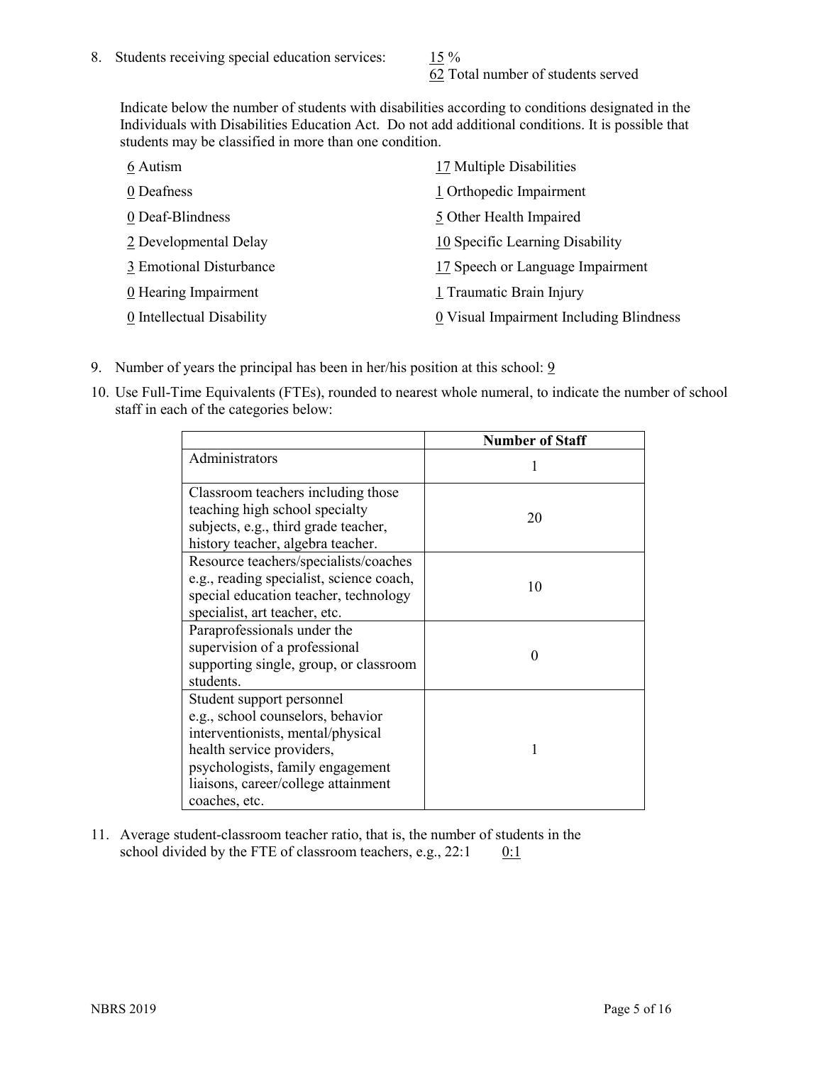8. Students receiving special education services: 15 %
   62 Total number of students served

   Indicate below the number of students with disabilities according to conditions designated in the Individuals with Disabilities Education Act. Do not add additional conditions. It is possible that students may be classified in more than one condition.

   6 Autism
   0 Deafness
   0 Deaf-Blindness
   2 Developmental Delay
   3 Emotional Disturbance
   0 Hearing Impairment
   0 Intellectual Disability
   17 Multiple Disabilities
   1 Orthopedic Impairment
   5 Other Health Impaired
   10 Specific Learning Disability
   17 Speech or Language Impairment
   1 Traumatic Brain Injury
   0 Visual Impairment Including Blindness

9. Number of years the principal has been in her/his position at this school: 9

10. Use Full-Time Equivalents (FTEs), rounded to nearest whole numeral, to indicate the number of school staff in each of the categories below:

| | Number of Staff |
|---|---|
| Administrators | 1 |
| Classroom teachers including those teaching high school specialty subjects, e.g., third grade teacher, history teacher, algebra teacher. | 20 |
| Resource teachers/specialists/coaches e.g., reading specialist, science coach, special education teacher, technology specialist, art teacher, etc. | 10 |
| Paraprofessionals under the supervision of a professional supporting single, group, or classroom students. | 0 |
| Student support personnel e.g., school counselors, behavior interventionists, mental/physical health service providers, psychologists, family engagement liaisons, career/college attainment coaches, etc. | 1 |

11. Average student-classroom teacher ratio, that is, the number of students in the school divided by the FTE of classroom teachers, e.g., 22:1 0:1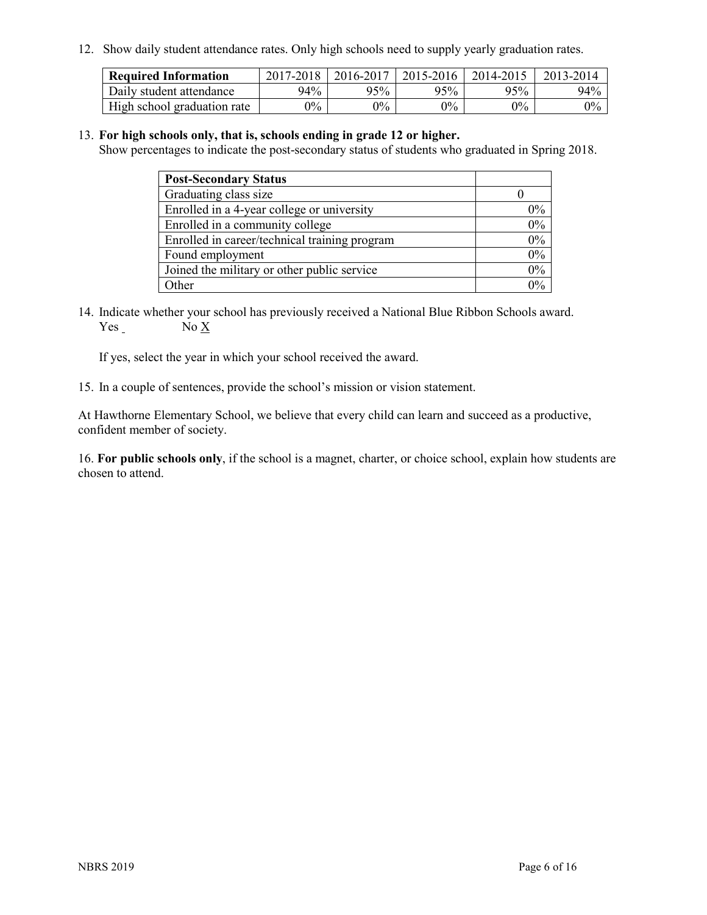12. Show daily student attendance rates. Only high schools need to supply yearly graduation rates.

| Required Information | 2017-2018 | 2016-2017 | 2015-2016 | 2014-2015 | 2013-2014 |
| --- | --- | --- | --- | --- | --- |
| Daily student attendance | 94% | 95% | 95% | 95% | 94% |
| High school graduation rate | 0% | 0% | 0% | 0% | 0% |

13. **For high schools only, that is, schools ending in grade 12 or higher.**
Show percentages to indicate the post-secondary status of students who graduated in Spring 2018.

| Post-Secondary Status | |
| --- | --- |
| Graduating class size | 0 |
| Enrolled in a 4-year college or university | 0% |
| Enrolled in a community college | 0% |
| Enrolled in career/technical training program | 0% |
| Found employment | 0% |
| Joined the military or other public service | 0% |
| Other | 0% |

14. Indicate whether your school has previously received a National Blue Ribbon Schools award.
Yes _ No X

If yes, select the year in which your school received the award.

15. In a couple of sentences, provide the school's mission or vision statement.

At Hawthorne Elementary School, we believe that every child can learn and succeed as a productive, confident member of society.

16. **For public schools only**, if the school is a magnet, charter, or choice school, explain how students are chosen to attend.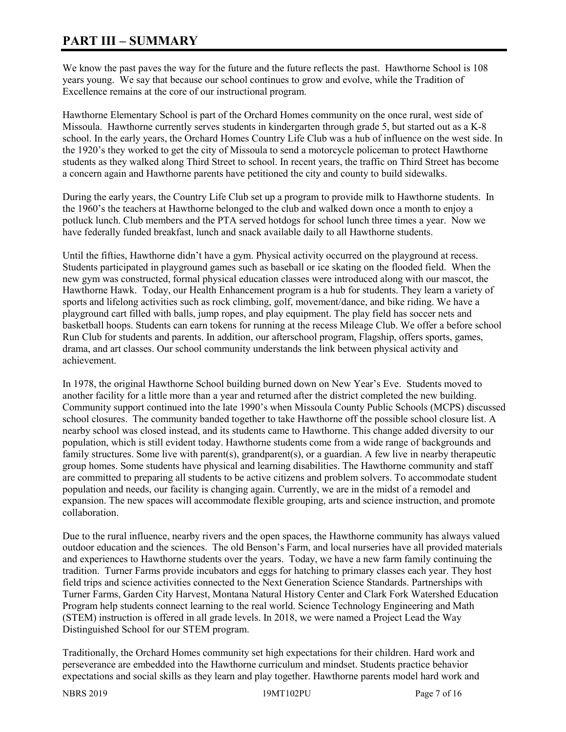# PART III – SUMMARY

We know the past paves the way for the future and the future reflects the past. Hawthorne School is 108 years young. We say that because our school continues to grow and evolve, while the Tradition of Excellence remains at the core of our instructional program.

Hawthorne Elementary School is part of the Orchard Homes community on the once rural, west side of Missoula. Hawthorne currently serves students in kindergarten through grade 5, but started out as a K-8 school. In the early years, the Orchard Homes Country Life Club was a hub of influence on the west side. In the 1920's they worked to get the city of Missoula to send a motorcycle policeman to protect Hawthorne students as they walked along Third Street to school. In recent years, the traffic on Third Street has become a concern again and Hawthorne parents have petitioned the city and county to build sidewalks.

During the early years, the Country Life Club set up a program to provide milk to Hawthorne students. In the 1960's the teachers at Hawthorne belonged to the club and walked down once a month to enjoy a potluck lunch. Club members and the PTA served hotdogs for school lunch three times a year. Now we have federally funded breakfast, lunch and snack available daily to all Hawthorne students.

Until the fifties, Hawthorne didn't have a gym. Physical activity occurred on the playground at recess. Students participated in playground games such as baseball or ice skating on the flooded field. When the new gym was constructed, formal physical education classes were introduced along with our mascot, the Hawthorne Hawk. Today, our Health Enhancement program is a hub for students. They learn a variety of sports and lifelong activities such as rock climbing, golf, movement/dance, and bike riding. We have a playground cart filled with balls, jump ropes, and play equipment. The play field has soccer nets and basketball hoops. Students can earn tokens for running at the recess Mileage Club. We offer a before school Run Club for students and parents. In addition, our afterschool program, Flagship, offers sports, games, drama, and art classes. Our school community understands the link between physical activity and achievement.

In 1978, the original Hawthorne School building burned down on New Year's Eve. Students moved to another facility for a little more than a year and returned after the district completed the new building. Community support continued into the late 1990's when Missoula County Public Schools (MCPS) discussed school closures. The community banded together to take Hawthorne off the possible school closure list. A nearby school was closed instead, and its students came to Hawthorne. This change added diversity to our population, which is still evident today. Hawthorne students come from a wide range of backgrounds and family structures. Some live with parent(s), grandparent(s), or a guardian. A few live in nearby therapeutic group homes. Some students have physical and learning disabilities. The Hawthorne community and staff are committed to preparing all students to be active citizens and problem solvers. To accommodate student population and needs, our facility is changing again. Currently, we are in the midst of a remodel and expansion. The new spaces will accommodate flexible grouping, arts and science instruction, and promote collaboration.

Due to the rural influence, nearby rivers and the open spaces, the Hawthorne community has always valued outdoor education and the sciences. The old Benson's Farm, and local nurseries have all provided materials and experiences to Hawthorne students over the years. Today, we have a new farm family continuing the tradition. Turner Farms provide incubators and eggs for hatching to primary classes each year. They host field trips and science activities connected to the Next Generation Science Standards. Partnerships with Turner Farms, Garden City Harvest, Montana Natural History Center and Clark Fork Watershed Education Program help students connect learning to the real world. Science Technology Engineering and Math (STEM) instruction is offered in all grade levels. In 2018, we were named a Project Lead the Way Distinguished School for our STEM program.

Traditionally, the Orchard Homes community set high expectations for their children. Hard work and perseverance are embedded into the Hawthorne curriculum and mindset. Students practice behavior expectations and social skills as they learn and play together. Hawthorne parents model hard work and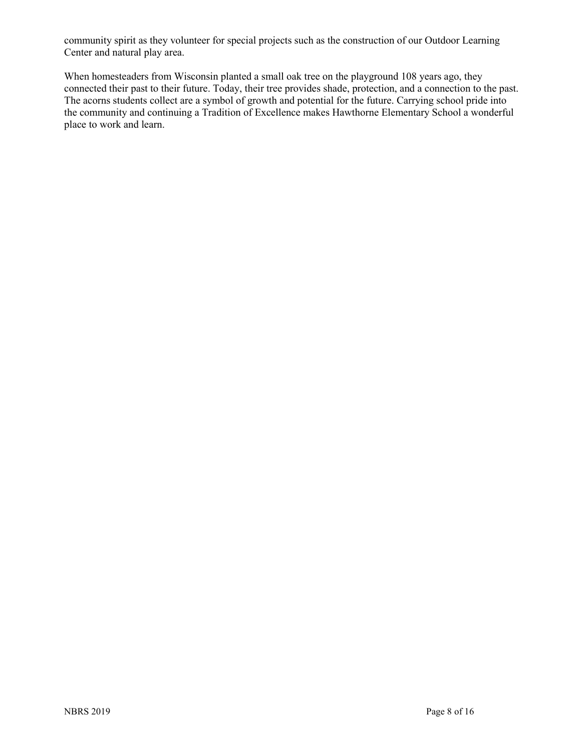community spirit as they volunteer for special projects such as the construction of our Outdoor Learning Center and natural play area.

When homesteaders from Wisconsin planted a small oak tree on the playground 108 years ago, they connected their past to their future. Today, their tree provides shade, protection, and a connection to the past. The acorns students collect are a symbol of growth and potential for the future. Carrying school pride into the community and continuing a Tradition of Excellence makes Hawthorne Elementary School a wonderful place to work and learn.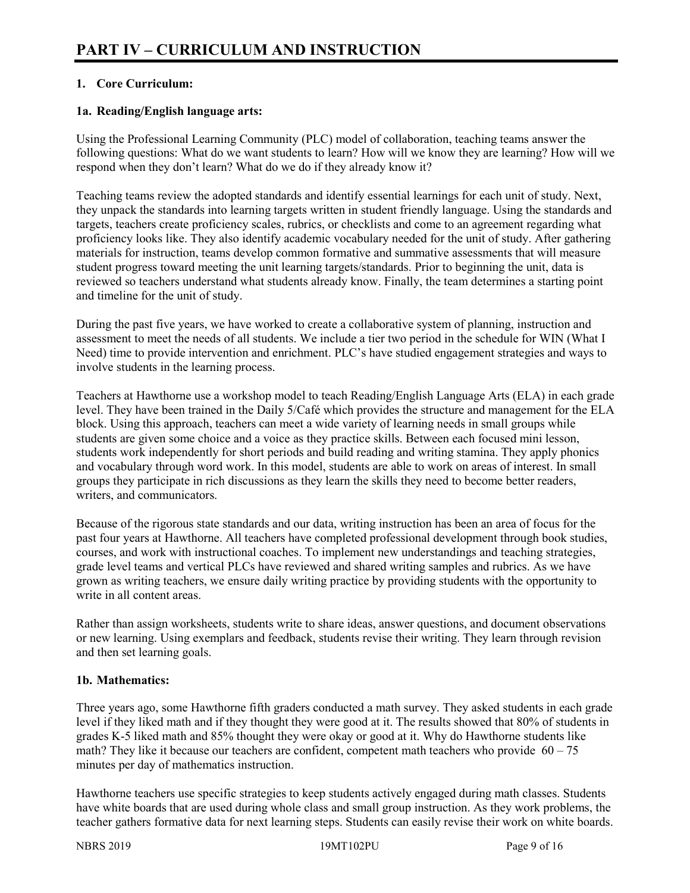# PART IV – CURRICULUM AND INSTRUCTION

**1. Core Curriculum:**

**1a. Reading/English language arts:**

Using the Professional Learning Community (PLC) model of collaboration, teaching teams answer the following questions: What do we want students to learn? How will we know they are learning? How will we respond when they don't learn? What do we do if they already know it?

Teaching teams review the adopted standards and identify essential learnings for each unit of study. Next, they unpack the standards into learning targets written in student friendly language. Using the standards and targets, teachers create proficiency scales, rubrics, or checklists and come to an agreement regarding what proficiency looks like. They also identify academic vocabulary needed for the unit of study. After gathering materials for instruction, teams develop common formative and summative assessments that will measure student progress toward meeting the unit learning targets/standards. Prior to beginning the unit, data is reviewed so teachers understand what students already know. Finally, the team determines a starting point and timeline for the unit of study.

During the past five years, we have worked to create a collaborative system of planning, instruction and assessment to meet the needs of all students. We include a tier two period in the schedule for WIN (What I Need) time to provide intervention and enrichment. PLC's have studied engagement strategies and ways to involve students in the learning process.

Teachers at Hawthorne use a workshop model to teach Reading/English Language Arts (ELA) in each grade level. They have been trained in the Daily 5/Café which provides the structure and management for the ELA block. Using this approach, teachers can meet a wide variety of learning needs in small groups while students are given some choice and a voice as they practice skills. Between each focused mini lesson, students work independently for short periods and build reading and writing stamina. They apply phonics and vocabulary through word work. In this model, students are able to work on areas of interest. In small groups they participate in rich discussions as they learn the skills they need to become better readers, writers, and communicators.

Because of the rigorous state standards and our data, writing instruction has been an area of focus for the past four years at Hawthorne. All teachers have completed professional development through book studies, courses, and work with instructional coaches. To implement new understandings and teaching strategies, grade level teams and vertical PLCs have reviewed and shared writing samples and rubrics. As we have grown as writing teachers, we ensure daily writing practice by providing students with the opportunity to write in all content areas.

Rather than assign worksheets, students write to share ideas, answer questions, and document observations or new learning. Using exemplars and feedback, students revise their writing. They learn through revision and then set learning goals.

**1b. Mathematics:**

Three years ago, some Hawthorne fifth graders conducted a math survey. They asked students in each grade level if they liked math and if they thought they were good at it. The results showed that 80% of students in grades K-5 liked math and 85% thought they were okay or good at it. Why do Hawthorne students like math? They like it because our teachers are confident, competent math teachers who provide 60 – 75 minutes per day of mathematics instruction.

Hawthorne teachers use specific strategies to keep students actively engaged during math classes. Students have white boards that are used during whole class and small group instruction. As they work problems, the teacher gathers formative data for next learning steps. Students can easily revise their work on white boards.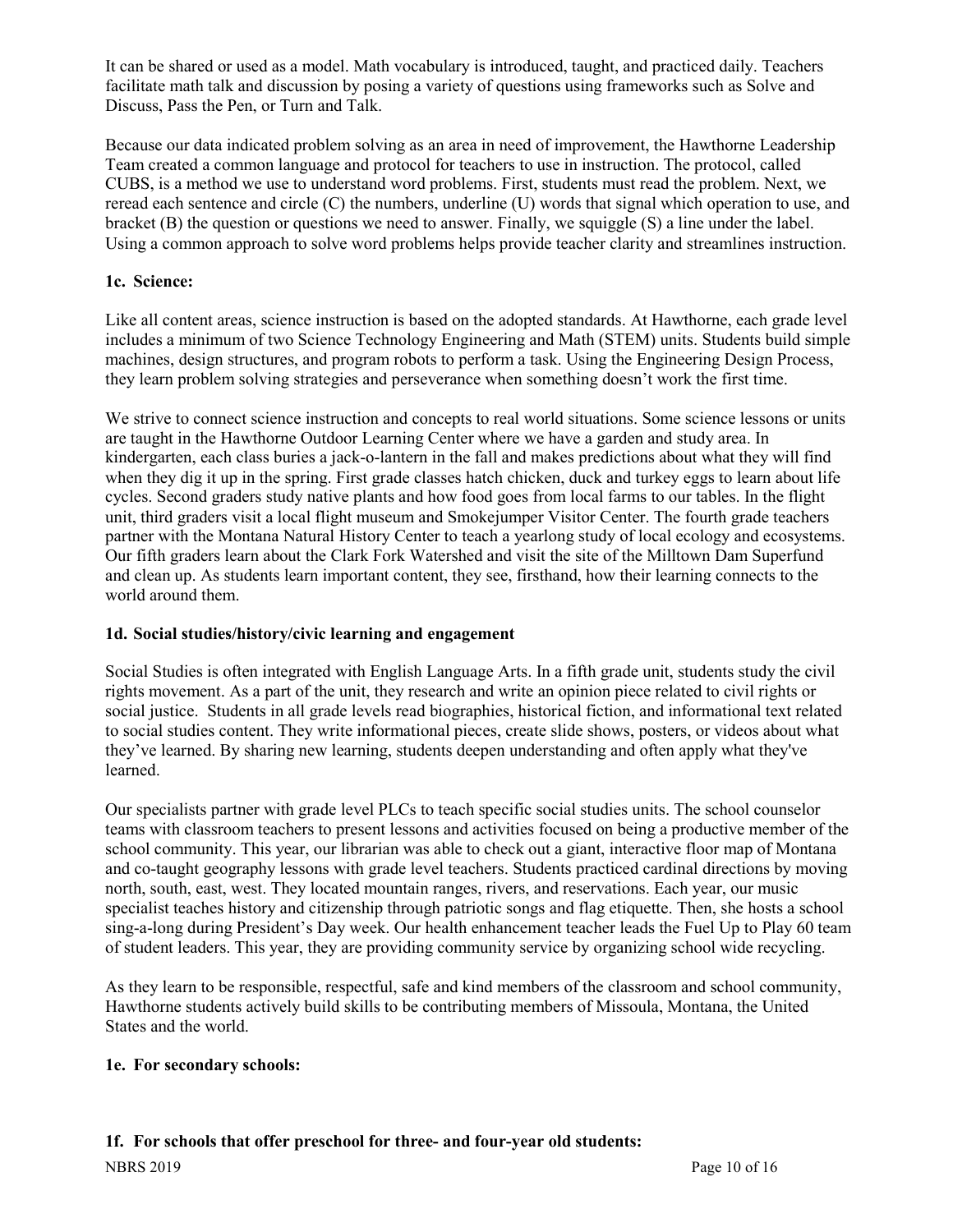It can be shared or used as a model. Math vocabulary is introduced, taught, and practiced daily. Teachers facilitate math talk and discussion by posing a variety of questions using frameworks such as Solve and Discuss, Pass the Pen, or Turn and Talk.

Because our data indicated problem solving as an area in need of improvement, the Hawthorne Leadership Team created a common language and protocol for teachers to use in instruction. The protocol, called CUBS, is a method we use to understand word problems. First, students must read the problem. Next, we reread each sentence and circle (C) the numbers, underline (U) words that signal which operation to use, and bracket (B) the question or questions we need to answer. Finally, we squiggle (S) a line under the label. Using a common approach to solve word problems helps provide teacher clarity and streamlines instruction.

**1c. Science:**

Like all content areas, science instruction is based on the adopted standards. At Hawthorne, each grade level includes a minimum of two Science Technology Engineering and Math (STEM) units. Students build simple machines, design structures, and program robots to perform a task. Using the Engineering Design Process, they learn problem solving strategies and perseverance when something doesn't work the first time.

We strive to connect science instruction and concepts to real world situations. Some science lessons or units are taught in the Hawthorne Outdoor Learning Center where we have a garden and study area. In kindergarten, each class buries a jack-o-lantern in the fall and makes predictions about what they will find when they dig it up in the spring. First grade classes hatch chicken, duck and turkey eggs to learn about life cycles. Second graders study native plants and how food goes from local farms to our tables. In the flight unit, third graders visit a local flight museum and Smokejumper Visitor Center. The fourth grade teachers partner with the Montana Natural History Center to teach a yearlong study of local ecology and ecosystems. Our fifth graders learn about the Clark Fork Watershed and visit the site of the Milltown Dam Superfund and clean up. As students learn important content, they see, firsthand, how their learning connects to the world around them.

**1d. Social studies/history/civic learning and engagement**

Social Studies is often integrated with English Language Arts. In a fifth grade unit, students study the civil rights movement. As a part of the unit, they research and write an opinion piece related to civil rights or social justice. Students in all grade levels read biographies, historical fiction, and informational text related to social studies content. They write informational pieces, create slide shows, posters, or videos about what they've learned. By sharing new learning, students deepen understanding and often apply what they've learned.

Our specialists partner with grade level PLCs to teach specific social studies units. The school counselor teams with classroom teachers to present lessons and activities focused on being a productive member of the school community. This year, our librarian was able to check out a giant, interactive floor map of Montana and co-taught geography lessons with grade level teachers. Students practiced cardinal directions by moving north, south, east, west. They located mountain ranges, rivers, and reservations. Each year, our music specialist teaches history and citizenship through patriotic songs and flag etiquette. Then, she hosts a school sing-a-long during President's Day week. Our health enhancement teacher leads the Fuel Up to Play 60 team of student leaders. This year, they are providing community service by organizing school wide recycling.

As they learn to be responsible, respectful, safe and kind members of the classroom and school community, Hawthorne students actively build skills to be contributing members of Missoula, Montana, the United States and the world.

**1e. For secondary schools:**

**1f. For schools that offer preschool for three- and four-year old students:**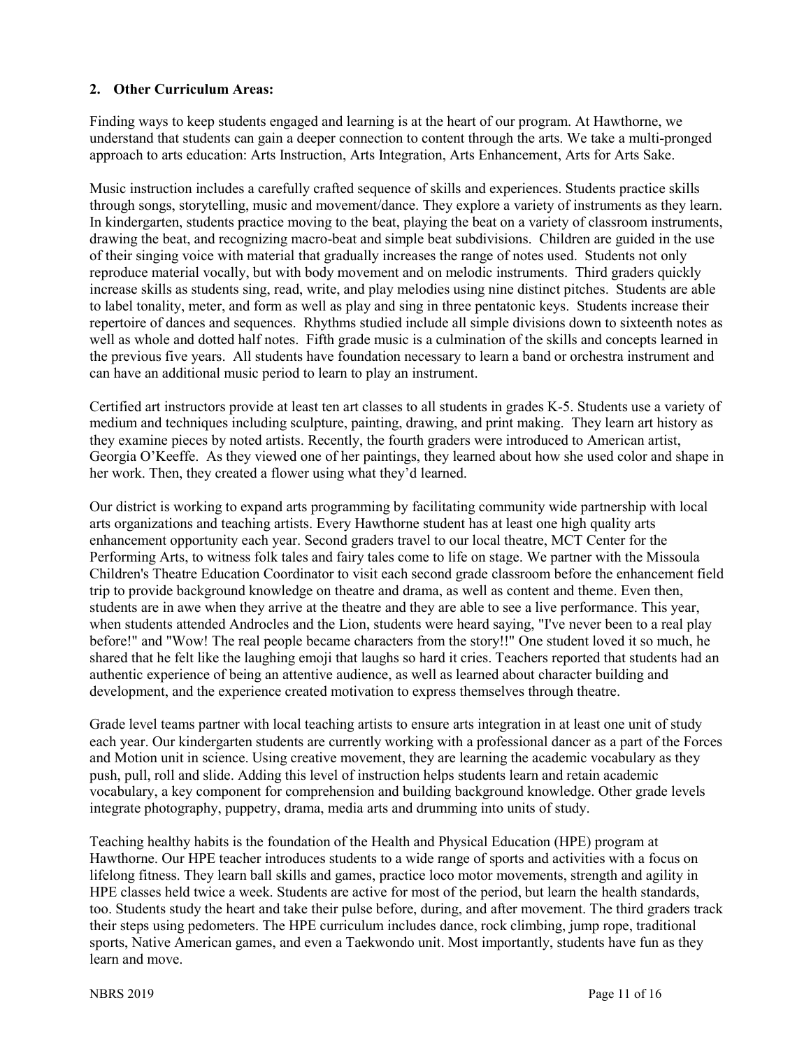**2. Other Curriculum Areas:**

Finding ways to keep students engaged and learning is at the heart of our program. At Hawthorne, we understand that students can gain a deeper connection to content through the arts. We take a multi-pronged approach to arts education: Arts Instruction, Arts Integration, Arts Enhancement, Arts for Arts Sake.

Music instruction includes a carefully crafted sequence of skills and experiences. Students practice skills through songs, storytelling, music and movement/dance. They explore a variety of instruments as they learn. In kindergarten, students practice moving to the beat, playing the beat on a variety of classroom instruments, drawing the beat, and recognizing macro-beat and simple beat subdivisions. Children are guided in the use of their singing voice with material that gradually increases the range of notes used. Students not only reproduce material vocally, but with body movement and on melodic instruments. Third graders quickly increase skills as students sing, read, write, and play melodies using nine distinct pitches. Students are able to label tonality, meter, and form as well as play and sing in three pentatonic keys. Students increase their repertoire of dances and sequences. Rhythms studied include all simple divisions down to sixteenth notes as well as whole and dotted half notes. Fifth grade music is a culmination of the skills and concepts learned in the previous five years. All students have foundation necessary to learn a band or orchestra instrument and can have an additional music period to learn to play an instrument.

Certified art instructors provide at least ten art classes to all students in grades K-5. Students use a variety of medium and techniques including sculpture, painting, drawing, and print making. They learn art history as they examine pieces by noted artists. Recently, the fourth graders were introduced to American artist, Georgia O'Keeffe. As they viewed one of her paintings, they learned about how she used color and shape in her work. Then, they created a flower using what they'd learned.

Our district is working to expand arts programming by facilitating community wide partnership with local arts organizations and teaching artists. Every Hawthorne student has at least one high quality arts enhancement opportunity each year. Second graders travel to our local theatre, MCT Center for the Performing Arts, to witness folk tales and fairy tales come to life on stage. We partner with the Missoula Children's Theatre Education Coordinator to visit each second grade classroom before the enhancement field trip to provide background knowledge on theatre and drama, as well as content and theme. Even then, students are in awe when they arrive at the theatre and they are able to see a live performance. This year, when students attended Androcles and the Lion, students were heard saying, "I've never been to a real play before!" and "Wow! The real people became characters from the story!!" One student loved it so much, he shared that he felt like the laughing emoji that laughs so hard it cries. Teachers reported that students had an authentic experience of being an attentive audience, as well as learned about character building and development, and the experience created motivation to express themselves through theatre.

Grade level teams partner with local teaching artists to ensure arts integration in at least one unit of study each year. Our kindergarten students are currently working with a professional dancer as a part of the Forces and Motion unit in science. Using creative movement, they are learning the academic vocabulary as they push, pull, roll and slide. Adding this level of instruction helps students learn and retain academic vocabulary, a key component for comprehension and building background knowledge. Other grade levels integrate photography, puppetry, drama, media arts and drumming into units of study.

Teaching healthy habits is the foundation of the Health and Physical Education (HPE) program at Hawthorne. Our HPE teacher introduces students to a wide range of sports and activities with a focus on lifelong fitness. They learn ball skills and games, practice loco motor movements, strength and agility in HPE classes held twice a week. Students are active for most of the period, but learn the health standards, too. Students study the heart and take their pulse before, during, and after movement. The third graders track their steps using pedometers. The HPE curriculum includes dance, rock climbing, jump rope, traditional sports, Native American games, and even a Taekwondo unit. Most importantly, students have fun as they learn and move.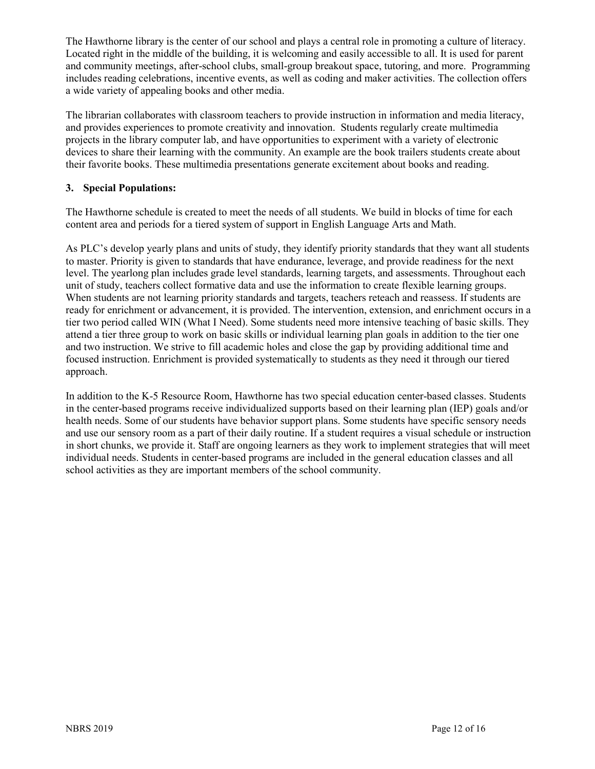The Hawthorne library is the center of our school and plays a central role in promoting a culture of literacy. Located right in the middle of the building, it is welcoming and easily accessible to all. It is used for parent and community meetings, after-school clubs, small-group breakout space, tutoring, and more. Programming includes reading celebrations, incentive events, as well as coding and maker activities. The collection offers a wide variety of appealing books and other media.

The librarian collaborates with classroom teachers to provide instruction in information and media literacy, and provides experiences to promote creativity and innovation. Students regularly create multimedia projects in the library computer lab, and have opportunities to experiment with a variety of electronic devices to share their learning with the community. An example are the book trailers students create about their favorite books. These multimedia presentations generate excitement about books and reading.

### 3. Special Populations:

The Hawthorne schedule is created to meet the needs of all students. We build in blocks of time for each content area and periods for a tiered system of support in English Language Arts and Math.

As PLC's develop yearly plans and units of study, they identify priority standards that they want all students to master. Priority is given to standards that have endurance, leverage, and provide readiness for the next level. The yearlong plan includes grade level standards, learning targets, and assessments. Throughout each unit of study, teachers collect formative data and use the information to create flexible learning groups. When students are not learning priority standards and targets, teachers reteach and reassess. If students are ready for enrichment or advancement, it is provided. The intervention, extension, and enrichment occurs in a tier two period called WIN (What I Need). Some students need more intensive teaching of basic skills. They attend a tier three group to work on basic skills or individual learning plan goals in addition to the tier one and two instruction. We strive to fill academic holes and close the gap by providing additional time and focused instruction. Enrichment is provided systematically to students as they need it through our tiered approach.

In addition to the K-5 Resource Room, Hawthorne has two special education center-based classes. Students in the center-based programs receive individualized supports based on their learning plan (IEP) goals and/or health needs. Some of our students have behavior support plans. Some students have specific sensory needs and use our sensory room as a part of their daily routine. If a student requires a visual schedule or instruction in short chunks, we provide it. Staff are ongoing learners as they work to implement strategies that will meet individual needs. Students in center-based programs are included in the general education classes and all school activities as they are important members of the school community.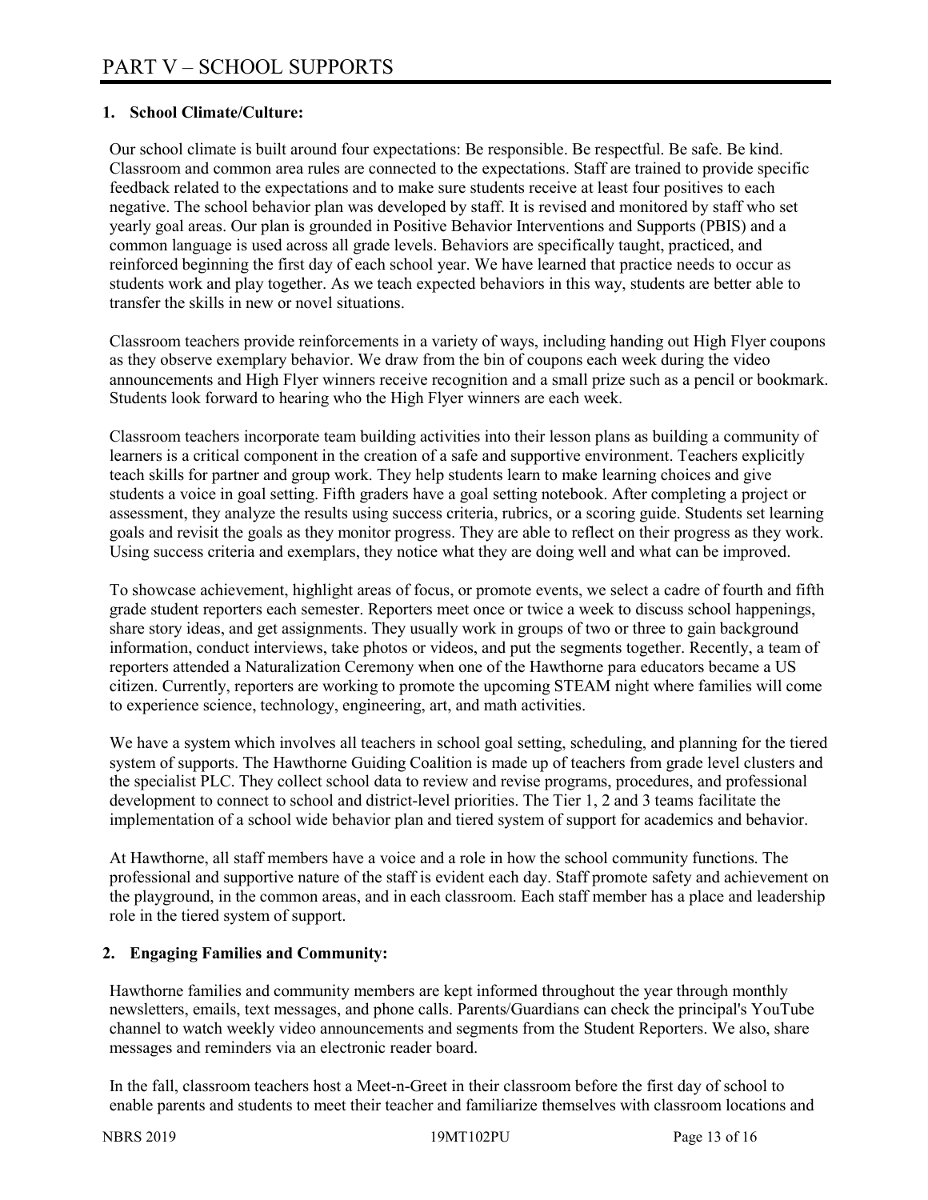# PART V – SCHOOL SUPPORTS

## 1. School Climate/Culture:

Our school climate is built around four expectations: Be responsible. Be respectful. Be safe. Be kind. Classroom and common area rules are connected to the expectations. Staff are trained to provide specific feedback related to the expectations and to make sure students receive at least four positives to each negative. The school behavior plan was developed by staff. It is revised and monitored by staff who set yearly goal areas. Our plan is grounded in Positive Behavior Interventions and Supports (PBIS) and a common language is used across all grade levels. Behaviors are specifically taught, practiced, and reinforced beginning the first day of each school year. We have learned that practice needs to occur as students work and play together. As we teach expected behaviors in this way, students are better able to transfer the skills in new or novel situations.

Classroom teachers provide reinforcements in a variety of ways, including handing out High Flyer coupons as they observe exemplary behavior. We draw from the bin of coupons each week during the video announcements and High Flyer winners receive recognition and a small prize such as a pencil or bookmark. Students look forward to hearing who the High Flyer winners are each week.

Classroom teachers incorporate team building activities into their lesson plans as building a community of learners is a critical component in the creation of a safe and supportive environment. Teachers explicitly teach skills for partner and group work. They help students learn to make learning choices and give students a voice in goal setting. Fifth graders have a goal setting notebook. After completing a project or assessment, they analyze the results using success criteria, rubrics, or a scoring guide. Students set learning goals and revisit the goals as they monitor progress. They are able to reflect on their progress as they work. Using success criteria and exemplars, they notice what they are doing well and what can be improved.

To showcase achievement, highlight areas of focus, or promote events, we select a cadre of fourth and fifth grade student reporters each semester. Reporters meet once or twice a week to discuss school happenings, share story ideas, and get assignments. They usually work in groups of two or three to gain background information, conduct interviews, take photos or videos, and put the segments together. Recently, a team of reporters attended a Naturalization Ceremony when one of the Hawthorne para educators became a US citizen. Currently, reporters are working to promote the upcoming STEAM night where families will come to experience science, technology, engineering, art, and math activities.

We have a system which involves all teachers in school goal setting, scheduling, and planning for the tiered system of supports. The Hawthorne Guiding Coalition is made up of teachers from grade level clusters and the specialist PLC. They collect school data to review and revise programs, procedures, and professional development to connect to school and district-level priorities. The Tier 1, 2 and 3 teams facilitate the implementation of a school wide behavior plan and tiered system of support for academics and behavior.

At Hawthorne, all staff members have a voice and a role in how the school community functions. The professional and supportive nature of the staff is evident each day. Staff promote safety and achievement on the playground, in the common areas, and in each classroom. Each staff member has a place and leadership role in the tiered system of support.

## 2. Engaging Families and Community:

Hawthorne families and community members are kept informed throughout the year through monthly newsletters, emails, text messages, and phone calls. Parents/Guardians can check the principal's YouTube channel to watch weekly video announcements and segments from the Student Reporters. We also, share messages and reminders via an electronic reader board.

In the fall, classroom teachers host a Meet-n-Greet in their classroom before the first day of school to enable parents and students to meet their teacher and familiarize themselves with classroom locations and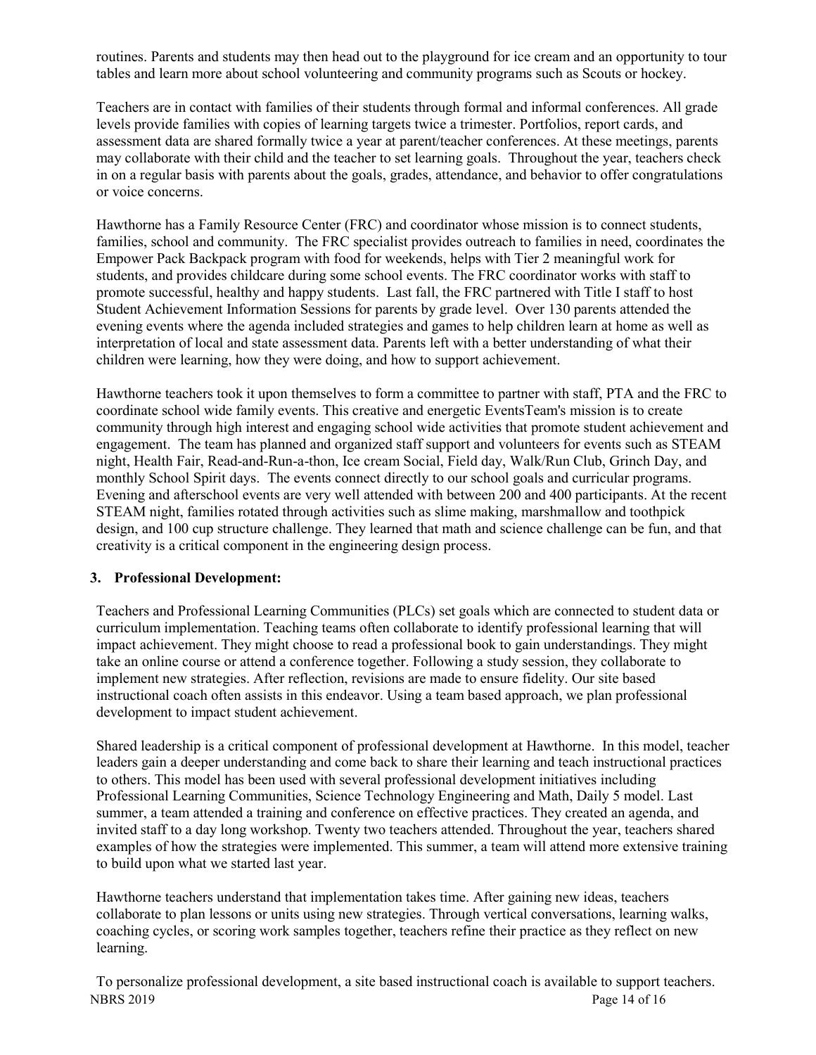routines. Parents and students may then head out to the playground for ice cream and an opportunity to tour tables and learn more about school volunteering and community programs such as Scouts or hockey.

Teachers are in contact with families of their students through formal and informal conferences. All grade levels provide families with copies of learning targets twice a trimester. Portfolios, report cards, and assessment data are shared formally twice a year at parent/teacher conferences. At these meetings, parents may collaborate with their child and the teacher to set learning goals. Throughout the year, teachers check in on a regular basis with parents about the goals, grades, attendance, and behavior to offer congratulations or voice concerns.

Hawthorne has a Family Resource Center (FRC) and coordinator whose mission is to connect students, families, school and community. The FRC specialist provides outreach to families in need, coordinates the Empower Pack Backpack program with food for weekends, helps with Tier 2 meaningful work for students, and provides childcare during some school events. The FRC coordinator works with staff to promote successful, healthy and happy students. Last fall, the FRC partnered with Title I staff to host Student Achievement Information Sessions for parents by grade level. Over 130 parents attended the evening events where the agenda included strategies and games to help children learn at home as well as interpretation of local and state assessment data. Parents left with a better understanding of what their children were learning, how they were doing, and how to support achievement.

Hawthorne teachers took it upon themselves to form a committee to partner with staff, PTA and the FRC to coordinate school wide family events. This creative and energetic EventsTeam's mission is to create community through high interest and engaging school wide activities that promote student achievement and engagement. The team has planned and organized staff support and volunteers for events such as STEAM night, Health Fair, Read-and-Run-a-thon, Ice cream Social, Field day, Walk/Run Club, Grinch Day, and monthly School Spirit days. The events connect directly to our school goals and curricular programs. Evening and afterschool events are very well attended with between 200 and 400 participants. At the recent STEAM night, families rotated through activities such as slime making, marshmallow and toothpick design, and 100 cup structure challenge. They learned that math and science challenge can be fun, and that creativity is a critical component in the engineering design process.

### 3. Professional Development:

Teachers and Professional Learning Communities (PLCs) set goals which are connected to student data or curriculum implementation. Teaching teams often collaborate to identify professional learning that will impact achievement. They might choose to read a professional book to gain understandings. They might take an online course or attend a conference together. Following a study session, they collaborate to implement new strategies. After reflection, revisions are made to ensure fidelity. Our site based instructional coach often assists in this endeavor. Using a team based approach, we plan professional development to impact student achievement.

Shared leadership is a critical component of professional development at Hawthorne. In this model, teacher leaders gain a deeper understanding and come back to share their learning and teach instructional practices to others. This model has been used with several professional development initiatives including Professional Learning Communities, Science Technology Engineering and Math, Daily 5 model. Last summer, a team attended a training and conference on effective practices. They created an agenda, and invited staff to a day long workshop. Twenty two teachers attended. Throughout the year, teachers shared examples of how the strategies were implemented. This summer, a team will attend more extensive training to build upon what we started last year.

Hawthorne teachers understand that implementation takes time. After gaining new ideas, teachers collaborate to plan lessons or units using new strategies. Through vertical conversations, learning walks, coaching cycles, or scoring work samples together, teachers refine their practice as they reflect on new learning.

To personalize professional development, a site based instructional coach is available to support teachers.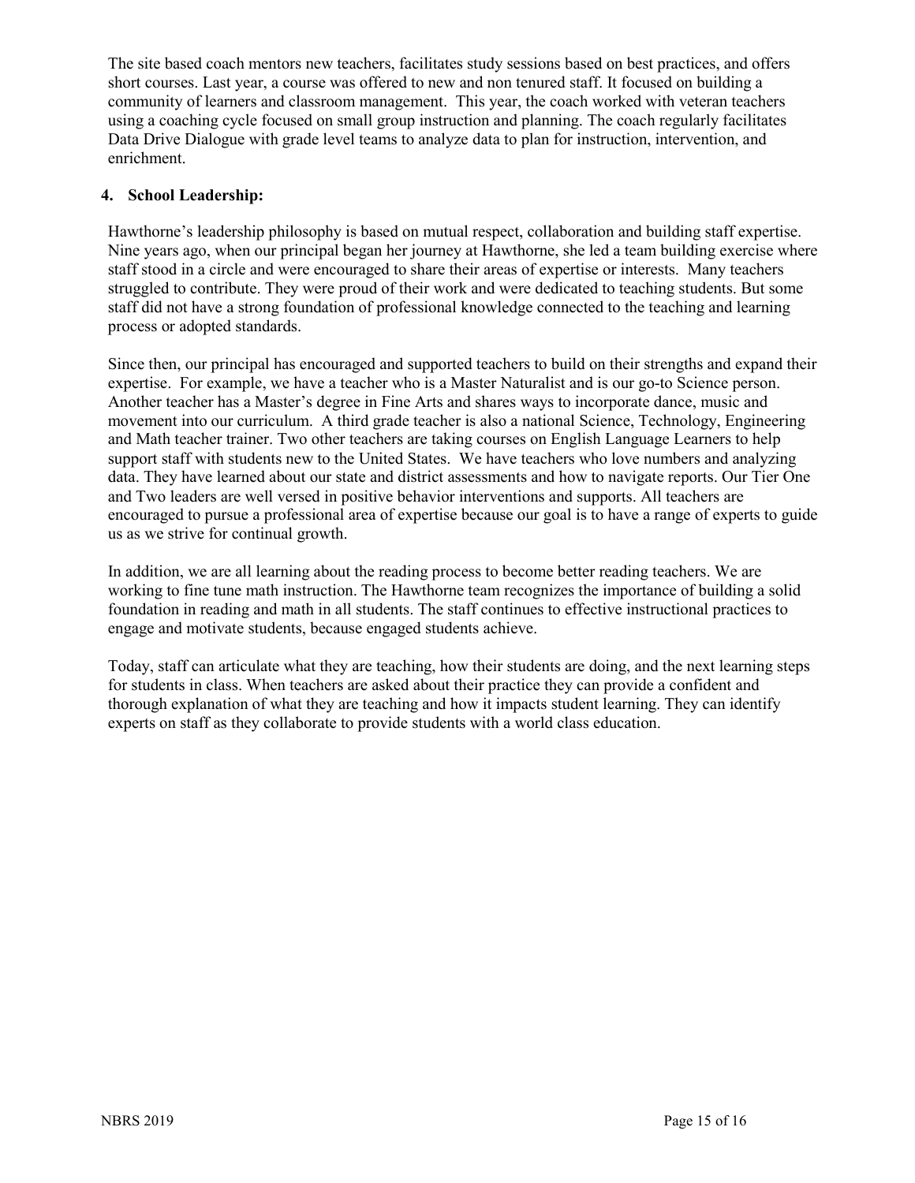The site based coach mentors new teachers, facilitates study sessions based on best practices, and offers short courses. Last year, a course was offered to new and non tenured staff. It focused on building a community of learners and classroom management. This year, the coach worked with veteran teachers using a coaching cycle focused on small group instruction and planning. The coach regularly facilitates Data Drive Dialogue with grade level teams to analyze data to plan for instruction, intervention, and enrichment.

## 4. School Leadership:

Hawthorne's leadership philosophy is based on mutual respect, collaboration and building staff expertise. Nine years ago, when our principal began her journey at Hawthorne, she led a team building exercise where staff stood in a circle and were encouraged to share their areas of expertise or interests. Many teachers struggled to contribute. They were proud of their work and were dedicated to teaching students. But some staff did not have a strong foundation of professional knowledge connected to the teaching and learning process or adopted standards.

Since then, our principal has encouraged and supported teachers to build on their strengths and expand their expertise. For example, we have a teacher who is a Master Naturalist and is our go-to Science person. Another teacher has a Master's degree in Fine Arts and shares ways to incorporate dance, music and movement into our curriculum. A third grade teacher is also a national Science, Technology, Engineering and Math teacher trainer. Two other teachers are taking courses on English Language Learners to help support staff with students new to the United States. We have teachers who love numbers and analyzing data. They have learned about our state and district assessments and how to navigate reports. Our Tier One and Two leaders are well versed in positive behavior interventions and supports. All teachers are encouraged to pursue a professional area of expertise because our goal is to have a range of experts to guide us as we strive for continual growth.

In addition, we are all learning about the reading process to become better reading teachers. We are working to fine tune math instruction. The Hawthorne team recognizes the importance of building a solid foundation in reading and math in all students. The staff continues to effective instructional practices to engage and motivate students, because engaged students achieve.

Today, staff can articulate what they are teaching, how their students are doing, and the next learning steps for students in class. When teachers are asked about their practice they can provide a confident and thorough explanation of what they are teaching and how it impacts student learning. They can identify experts on staff as they collaborate to provide students with a world class education.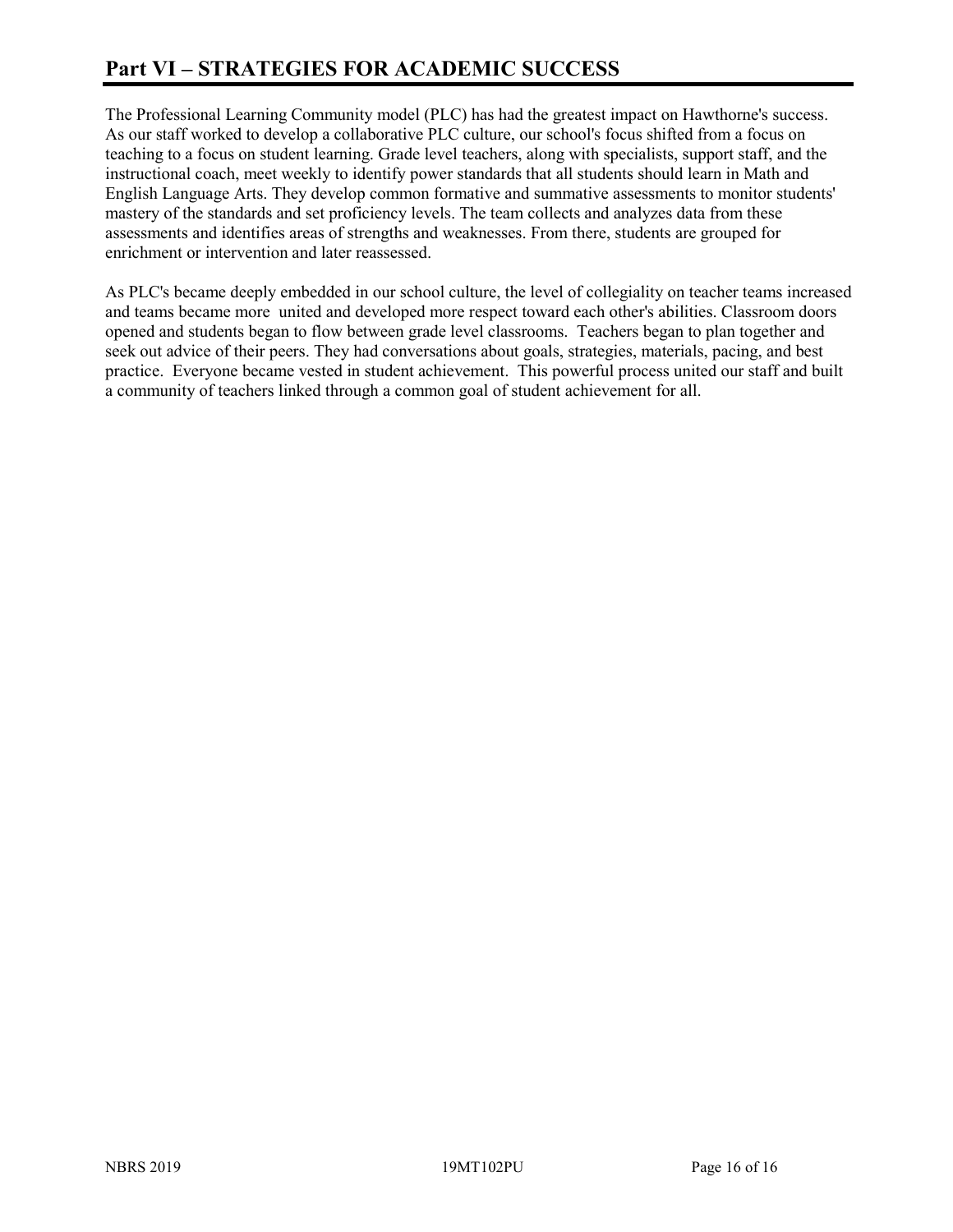## Part VI – STRATEGIES FOR ACADEMIC SUCCESS

The Professional Learning Community model (PLC) has had the greatest impact on Hawthorne's success. As our staff worked to develop a collaborative PLC culture, our school's focus shifted from a focus on teaching to a focus on student learning. Grade level teachers, along with specialists, support staff, and the instructional coach, meet weekly to identify power standards that all students should learn in Math and English Language Arts. They develop common formative and summative assessments to monitor students' mastery of the standards and set proficiency levels. The team collects and analyzes data from these assessments and identifies areas of strengths and weaknesses. From there, students are grouped for enrichment or intervention and later reassessed.

As PLC's became deeply embedded in our school culture, the level of collegiality on teacher teams increased and teams became more united and developed more respect toward each other's abilities. Classroom doors opened and students began to flow between grade level classrooms. Teachers began to plan together and seek out advice of their peers. They had conversations about goals, strategies, materials, pacing, and best practice. Everyone became vested in student achievement. This powerful process united our staff and built a community of teachers linked through a common goal of student achievement for all.